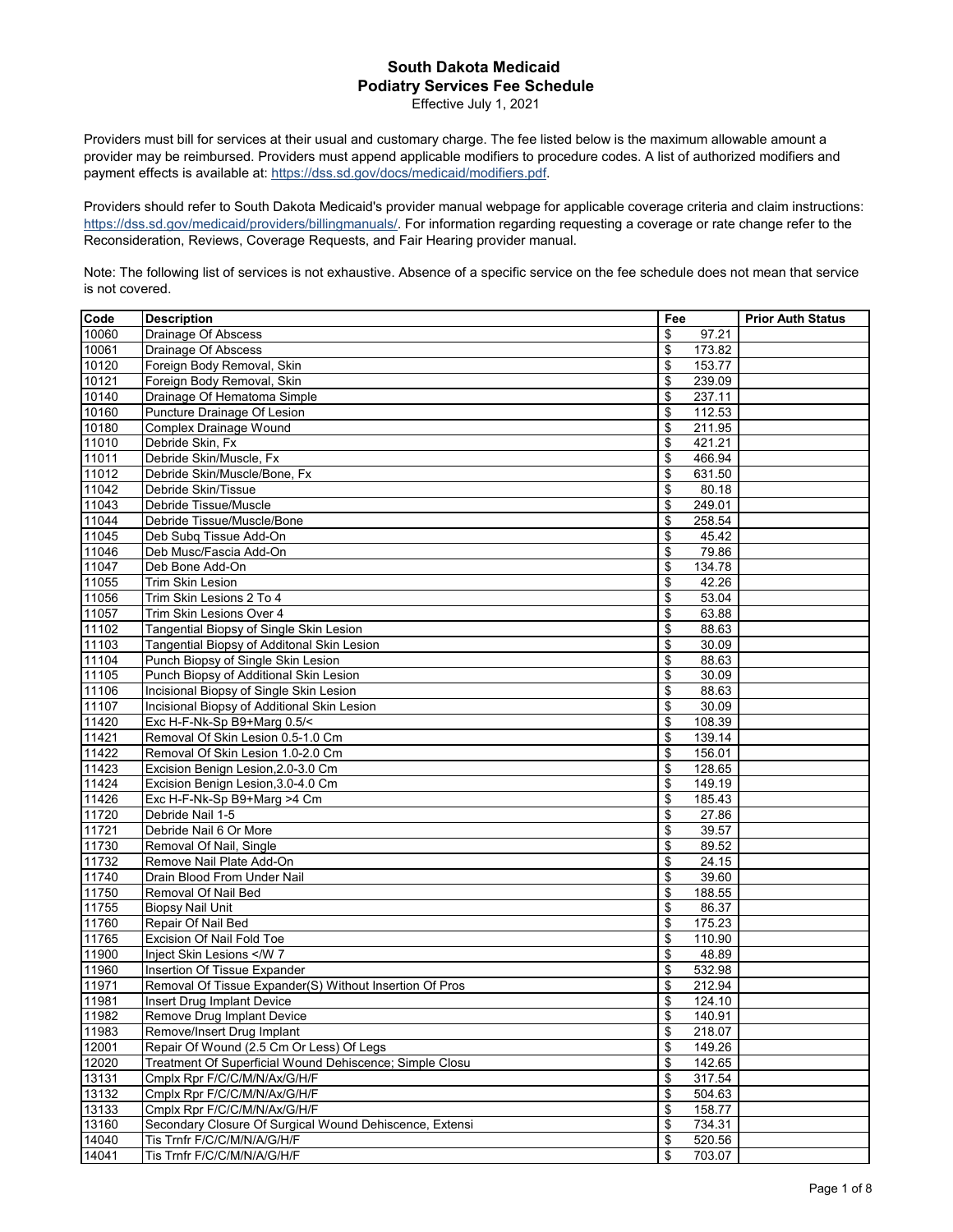# South Dakota Medicaid
## Podiatry Services Fee Schedule

Effective July 1, 2021

Providers must bill for services at their usual and customary charge. The fee listed below is the maximum allowable amount a provider may be reimbursed. Providers must append applicable modifiers to procedure codes. A list of authorized modifiers and payment effects is available at: https://dss.sd.gov/docs/medicaid/modifiers.pdf.

Providers should refer to South Dakota Medicaid's provider manual webpage for applicable coverage criteria and claim instructions: https://dss.sd.gov/medicaid/providers/billingmanuals/. For information regarding requesting a coverage or rate change refer to the Reconsideration, Reviews, Coverage Requests, and Fair Hearing provider manual.

Note: The following list of services is not exhaustive. Absence of a specific service on the fee schedule does not mean that service is not covered.

| Code | Description | Fee | Prior Auth Status |
|---|---|---|---|
| 10060 | Drainage Of Abscess | $ 97.21 | |
| 10061 | Drainage Of Abscess | $ 173.82 | |
| 10120 | Foreign Body Removal, Skin | $ 153.77 | |
| 10121 | Foreign Body Removal, Skin | $ 239.09 | |
| 10140 | Drainage Of Hematoma Simple | $ 237.11 | |
| 10160 | Puncture Drainage Of Lesion | $ 112.53 | |
| 10180 | Complex Drainage Wound | $ 211.95 | |
| 11010 | Debride Skin, Fx | $ 421.21 | |
| 11011 | Debride Skin/Muscle, Fx | $ 466.94 | |
| 11012 | Debride Skin/Muscle/Bone, Fx | $ 631.50 | |
| 11042 | Debride Skin/Tissue | $ 80.18 | |
| 11043 | Debride Tissue/Muscle | $ 249.01 | |
| 11044 | Debride Tissue/Muscle/Bone | $ 258.54 | |
| 11045 | Deb Subq Tissue Add-On | $ 45.42 | |
| 11046 | Deb Musc/Fascia Add-On | $ 79.86 | |
| 11047 | Deb Bone Add-On | $ 134.78 | |
| 11055 | Trim Skin Lesion | $ 42.26 | |
| 11056 | Trim Skin Lesions 2 To 4 | $ 53.04 | |
| 11057 | Trim Skin Lesions Over 4 | $ 63.88 | |
| 11102 | Tangential Biopsy of Single Skin Lesion | $ 88.63 | |
| 11103 | Tangential Biopsy of Additonal Skin Lesion | $ 30.09 | |
| 11104 | Punch Biopsy of Single Skin Lesion | $ 88.63 | |
| 11105 | Punch Biopsy of Additional Skin Lesion | $ 30.09 | |
| 11106 | Incisional Biopsy of Single Skin Lesion | $ 88.63 | |
| 11107 | Incisional Biopsy of Additional Skin Lesion | $ 30.09 | |
| 11420 | Exc H-F-Nk-Sp B9+Marg 0.5/< | $ 108.39 | |
| 11421 | Removal Of Skin Lesion 0.5-1.0 Cm | $ 139.14 | |
| 11422 | Removal Of Skin Lesion 1.0-2.0 Cm | $ 156.01 | |
| 11423 | Excision Benign Lesion,2.0-3.0 Cm | $ 128.65 | |
| 11424 | Excision Benign Lesion,3.0-4.0 Cm | $ 149.19 | |
| 11426 | Exc H-F-Nk-Sp B9+Marg >4 Cm | $ 185.43 | |
| 11720 | Debride Nail 1-5 | $ 27.86 | |
| 11721 | Debride Nail 6 Or More | $ 39.57 | |
| 11730 | Removal Of Nail, Single | $ 89.52 | |
| 11732 | Remove Nail Plate Add-On | $ 24.15 | |
| 11740 | Drain Blood From Under Nail | $ 39.60 | |
| 11750 | Removal Of Nail Bed | $ 188.55 | |
| 11755 | Biopsy Nail Unit | $ 86.37 | |
| 11760 | Repair Of Nail Bed | $ 175.23 | |
| 11765 | Excision Of Nail Fold Toe | $ 110.90 | |
| 11900 | Inject Skin Lesions </W 7 | $ 48.89 | |
| 11960 | Insertion Of Tissue Expander | $ 532.98 | |
| 11971 | Removal Of Tissue Expander(S) Without Insertion Of Pros | $ 212.94 | |
| 11981 | Insert Drug Implant Device | $ 124.10 | |
| 11982 | Remove Drug Implant Device | $ 140.91 | |
| 11983 | Remove/Insert Drug Implant | $ 218.07 | |
| 12001 | Repair Of Wound (2.5 Cm Or Less) Of Legs | $ 149.26 | |
| 12020 | Treatment Of Superficial Wound Dehiscence; Simple Closu | $ 142.65 | |
| 13131 | Cmplx Rpr F/C/C/M/N/Ax/G/H/F | $ 317.54 | |
| 13132 | Cmplx Rpr F/C/C/M/N/Ax/G/H/F | $ 504.63 | |
| 13133 | Cmplx Rpr F/C/C/M/N/Ax/G/H/F | $ 158.77 | |
| 13160 | Secondary Closure Of Surgical Wound Dehiscence, Extensi | $ 734.31 | |
| 14040 | Tis Trnfr F/C/C/M/N/A/G/H/F | $ 520.56 | |
| 14041 | Tis Trnfr F/C/C/M/N/A/G/H/F | $ 703.07 | |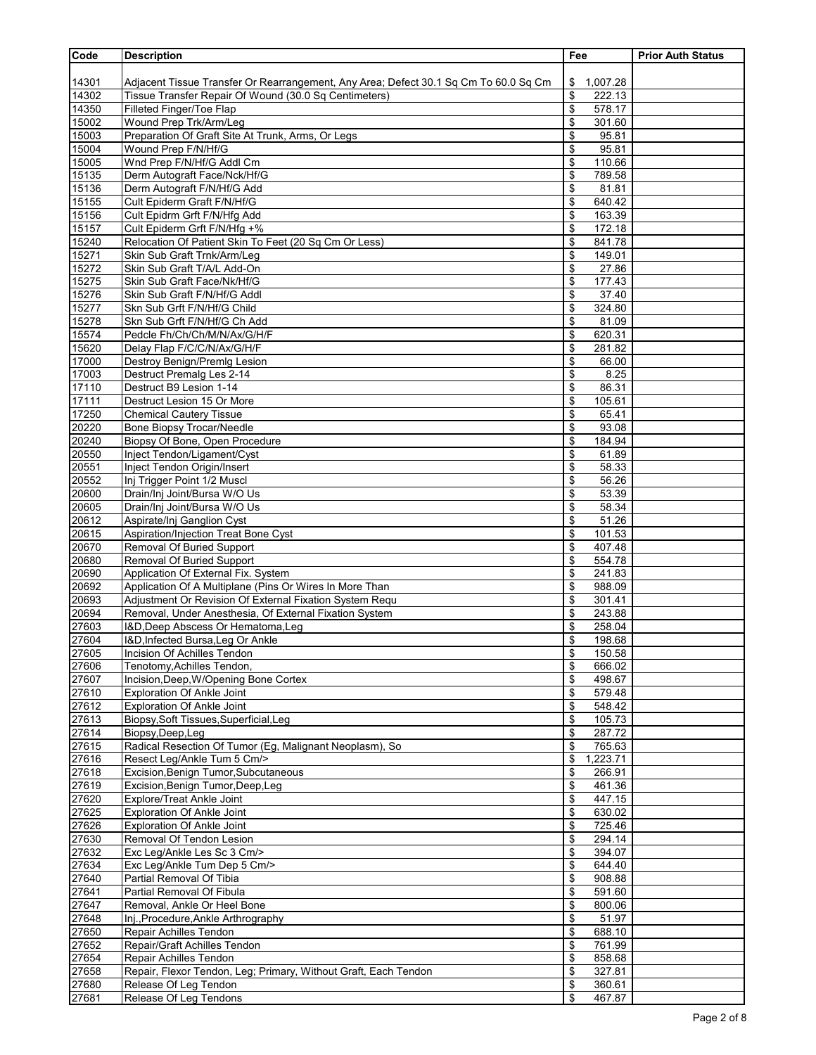| Code | Description | Fee | Prior Auth Status |
|---|---|---|---|
| 14301 | Adjacent Tissue Transfer Or Rearrangement, Any Area; Defect 30.1 Sq Cm To 60.0 Sq Cm | $ 1,007.28 | |
| 14302 | Tissue Transfer Repair Of Wound (30.0 Sq Centimeters) | $ 222.13 | |
| 14350 | Filleted Finger/Toe Flap | $ 578.17 | |
| 15002 | Wound Prep Trk/Arm/Leg | $ 301.60 | |
| 15003 | Preparation Of Graft Site At Trunk, Arms, Or Legs | $ 95.81 | |
| 15004 | Wound Prep F/N/Hf/G | $ 95.81 | |
| 15005 | Wnd Prep F/N/Hf/G Addl Cm | $ 110.66 | |
| 15135 | Derm Autograft Face/Nck/Hf/G | $ 789.58 | |
| 15136 | Derm Autograft F/N/Hf/G Add | $ 81.81 | |
| 15155 | Cult Epiderm Graft F/N/Hf/G | $ 640.42 | |
| 15156 | Cult Epidrm Grft F/N/Hfg Add | $ 163.39 | |
| 15157 | Cult Epiderm Grft F/N/Hfg +% | $ 172.18 | |
| 15240 | Relocation Of Patient Skin To Feet (20 Sq Cm Or Less) | $ 841.78 | |
| 15271 | Skin Sub Graft Trnk/Arm/Leg | $ 149.01 | |
| 15272 | Skin Sub Graft T/A/L Add-On | $ 27.86 | |
| 15275 | Skin Sub Graft Face/Nk/Hf/G | $ 177.43 | |
| 15276 | Skin Sub Graft F/N/Hf/G Addl | $ 37.40 | |
| 15277 | Skn Sub Grft F/N/Hf/G Child | $ 324.80 | |
| 15278 | Skn Sub Grft F/N/Hf/G Ch Add | $ 81.09 | |
| 15574 | Pedcle Fh/Ch/Ch/M/N/Ax/G/H/F | $ 620.31 | |
| 15620 | Delay Flap F/C/C/N/Ax/G/H/F | $ 281.82 | |
| 17000 | Destroy Benign/Premlg Lesion | $ 66.00 | |
| 17003 | Destruct Premalg Les 2-14 | $ 8.25 | |
| 17110 | Destruct B9 Lesion 1-14 | $ 86.31 | |
| 17111 | Destruct Lesion 15 Or More | $ 105.61 | |
| 17250 | Chemical Cautery Tissue | $ 65.41 | |
| 20220 | Bone Biopsy Trocar/Needle | $ 93.08 | |
| 20240 | Biopsy Of Bone, Open Procedure | $ 184.94 | |
| 20550 | Inject Tendon/Ligament/Cyst | $ 61.89 | |
| 20551 | Inject Tendon Origin/Insert | $ 58.33 | |
| 20552 | Inj Trigger Point 1/2 Muscl | $ 56.26 | |
| 20600 | Drain/Inj Joint/Bursa W/O Us | $ 53.39 | |
| 20605 | Drain/Inj Joint/Bursa W/O Us | $ 58.34 | |
| 20612 | Aspirate/Inj Ganglion Cyst | $ 51.26 | |
| 20615 | Aspiration/Injection Treat Bone Cyst | $ 101.53 | |
| 20670 | Removal Of Buried Support | $ 407.48 | |
| 20680 | Removal Of Buried Support | $ 554.78 | |
| 20690 | Application Of External Fix. System | $ 241.83 | |
| 20692 | Application Of A Multiplane (Pins Or Wires In More Than | $ 988.09 | |
| 20693 | Adjustment Or Revision Of External Fixation System Requ | $ 301.41 | |
| 20694 | Removal, Under Anesthesia, Of External Fixation System | $ 243.88 | |
| 27603 | I&D,Deep Abscess Or Hematoma,Leg | $ 258.04 | |
| 27604 | I&D,Infected Bursa,Leg Or Ankle | $ 198.68 | |
| 27605 | Incision Of Achilles Tendon | $ 150.58 | |
| 27606 | Tenotomy,Achilles Tendon, | $ 666.02 | |
| 27607 | Incision,Deep,W/Opening Bone Cortex | $ 498.67 | |
| 27610 | Exploration Of Ankle Joint | $ 579.48 | |
| 27612 | Exploration Of Ankle Joint | $ 548.42 | |
| 27613 | Biopsy,Soft Tissues,Superficial,Leg | $ 105.73 | |
| 27614 | Biopsy,Deep,Leg | $ 287.72 | |
| 27615 | Radical Resection Of Tumor (Eg, Malignant Neoplasm), So | $ 765.63 | |
| 27616 | Resect Leg/Ankle Tum 5 Cm/> | $ 1,223.71 | |
| 27618 | Excision,Benign Tumor,Subcutaneous | $ 266.91 | |
| 27619 | Excision,Benign Tumor,Deep,Leg | $ 461.36 | |
| 27620 | Explore/Treat Ankle Joint | $ 447.15 | |
| 27625 | Exploration Of Ankle Joint | $ 630.02 | |
| 27626 | Exploration Of Ankle Joint | $ 725.46 | |
| 27630 | Removal Of Tendon Lesion | $ 294.14 | |
| 27632 | Exc Leg/Ankle Les Sc 3 Cm/> | $ 394.07 | |
| 27634 | Exc Leg/Ankle Tum Dep 5 Cm/> | $ 644.40 | |
| 27640 | Partial Removal Of Tibia | $ 908.88 | |
| 27641 | Partial Removal Of Fibula | $ 591.60 | |
| 27647 | Removal, Ankle Or Heel Bone | $ 800.06 | |
| 27648 | Inj.,Procedure,Ankle Arthrography | $ 51.97 | |
| 27650 | Repair Achilles Tendon | $ 688.10 | |
| 27652 | Repair/Graft Achilles Tendon | $ 761.99 | |
| 27654 | Repair Achilles Tendon | $ 858.68 | |
| 27658 | Repair, Flexor Tendon, Leg; Primary, Without Graft, Each Tendon | $ 327.81 | |
| 27680 | Release Of Leg Tendon | $ 360.61 | |
| 27681 | Release Of Leg Tendons | $ 467.87 | |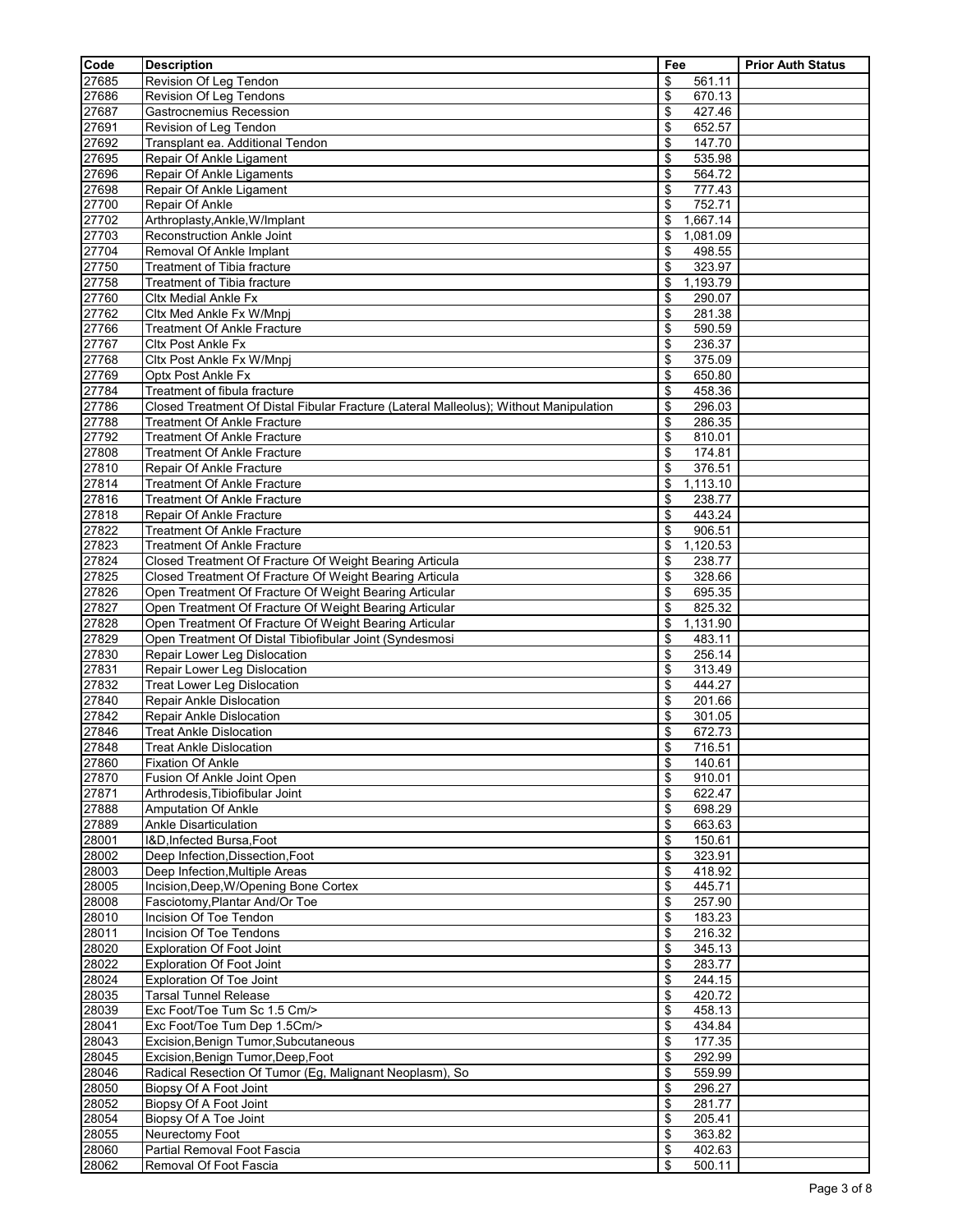| Code | Description | Fee | Prior Auth Status |
|---|---|---|---|
| 27685 | Revision Of Leg Tendon | $ 561.11 | |
| 27686 | Revision Of Leg Tendons | $ 670.13 | |
| 27687 | Gastrocnemius Recession | $ 427.46 | |
| 27691 | Revision of Leg Tendon | $ 652.57 | |
| 27692 | Transplant ea. Additional Tendon | $ 147.70 | |
| 27695 | Repair Of Ankle Ligament | $ 535.98 | |
| 27696 | Repair Of Ankle Ligaments | $ 564.72 | |
| 27698 | Repair Of Ankle Ligament | $ 777.43 | |
| 27700 | Repair Of Ankle | $ 752.71 | |
| 27702 | Arthroplasty,Ankle,W/Implant | $ 1,667.14 | |
| 27703 | Reconstruction Ankle Joint | $ 1,081.09 | |
| 27704 | Removal Of Ankle Implant | $ 498.55 | |
| 27750 | Treatment of Tibia fracture | $ 323.97 | |
| 27758 | Treatment of Tibia fracture | $ 1,193.79 | |
| 27760 | Cltx Medial Ankle Fx | $ 290.07 | |
| 27762 | Cltx Med Ankle Fx W/Mnpj | $ 281.38 | |
| 27766 | Treatment Of Ankle Fracture | $ 590.59 | |
| 27767 | Cltx Post Ankle Fx | $ 236.37 | |
| 27768 | Cltx Post Ankle Fx W/Mnpj | $ 375.09 | |
| 27769 | Optx Post Ankle Fx | $ 650.80 | |
| 27784 | Treatment of fibula fracture | $ 458.36 | |
| 27786 | Closed Treatment Of Distal Fibular Fracture (Lateral Malleolus); Without Manipulation | $ 296.03 | |
| 27788 | Treatment Of Ankle Fracture | $ 286.35 | |
| 27792 | Treatment Of Ankle Fracture | $ 810.01 | |
| 27808 | Treatment Of Ankle Fracture | $ 174.81 | |
| 27810 | Repair Of Ankle Fracture | $ 376.51 | |
| 27814 | Treatment Of Ankle Fracture | $ 1,113.10 | |
| 27816 | Treatment Of Ankle Fracture | $ 238.77 | |
| 27818 | Repair Of Ankle Fracture | $ 443.24 | |
| 27822 | Treatment Of Ankle Fracture | $ 906.51 | |
| 27823 | Treatment Of Ankle Fracture | $ 1,120.53 | |
| 27824 | Closed Treatment Of Fracture Of Weight Bearing Articula | $ 238.77 | |
| 27825 | Closed Treatment Of Fracture Of Weight Bearing Articula | $ 328.66 | |
| 27826 | Open Treatment Of Fracture Of Weight Bearing Articular | $ 695.35 | |
| 27827 | Open Treatment Of Fracture Of Weight Bearing Articular | $ 825.32 | |
| 27828 | Open Treatment Of Fracture Of Weight Bearing Articular | $ 1,131.90 | |
| 27829 | Open Treatment Of Distal Tibiofibular Joint (Syndesmosi | $ 483.11 | |
| 27830 | Repair Lower Leg Dislocation | $ 256.14 | |
| 27831 | Repair Lower Leg Dislocation | $ 313.49 | |
| 27832 | Treat Lower Leg Dislocation | $ 444.27 | |
| 27840 | Repair Ankle Dislocation | $ 201.66 | |
| 27842 | Repair Ankle Dislocation | $ 301.05 | |
| 27846 | Treat Ankle Dislocation | $ 672.73 | |
| 27848 | Treat Ankle Dislocation | $ 716.51 | |
| 27860 | Fixation Of Ankle | $ 140.61 | |
| 27870 | Fusion Of Ankle Joint Open | $ 910.01 | |
| 27871 | Arthrodesis,Tibiofibular Joint | $ 622.47 | |
| 27888 | Amputation Of Ankle | $ 698.29 | |
| 27889 | Ankle Disarticulation | $ 663.63 | |
| 28001 | I&D,Infected Bursa,Foot | $ 150.61 | |
| 28002 | Deep Infection,Dissection,Foot | $ 323.91 | |
| 28003 | Deep Infection,Multiple Areas | $ 418.92 | |
| 28005 | Incision,Deep,W/Opening Bone Cortex | $ 445.71 | |
| 28008 | Fasciotomy,Plantar And/Or Toe | $ 257.90 | |
| 28010 | Incision Of Toe Tendon | $ 183.23 | |
| 28011 | Incision Of Toe Tendons | $ 216.32 | |
| 28020 | Exploration Of Foot Joint | $ 345.13 | |
| 28022 | Exploration Of Foot Joint | $ 283.77 | |
| 28024 | Exploration Of Toe Joint | $ 244.15 | |
| 28035 | Tarsal Tunnel Release | $ 420.72 | |
| 28039 | Exc Foot/Toe Tum Sc 1.5 Cm/> | $ 458.13 | |
| 28041 | Exc Foot/Toe Tum Dep 1.5Cm/> | $ 434.84 | |
| 28043 | Excision,Benign Tumor,Subcutaneous | $ 177.35 | |
| 28045 | Excision,Benign Tumor,Deep,Foot | $ 292.99 | |
| 28046 | Radical Resection Of Tumor (Eg, Malignant Neoplasm), So | $ 559.99 | |
| 28050 | Biopsy Of A Foot Joint | $ 296.27 | |
| 28052 | Biopsy Of A Foot Joint | $ 281.77 | |
| 28054 | Biopsy Of A Toe Joint | $ 205.41 | |
| 28055 | Neurectomy Foot | $ 363.82 | |
| 28060 | Partial Removal Foot Fascia | $ 402.63 | |
| 28062 | Removal Of Foot Fascia | $ 500.11 | |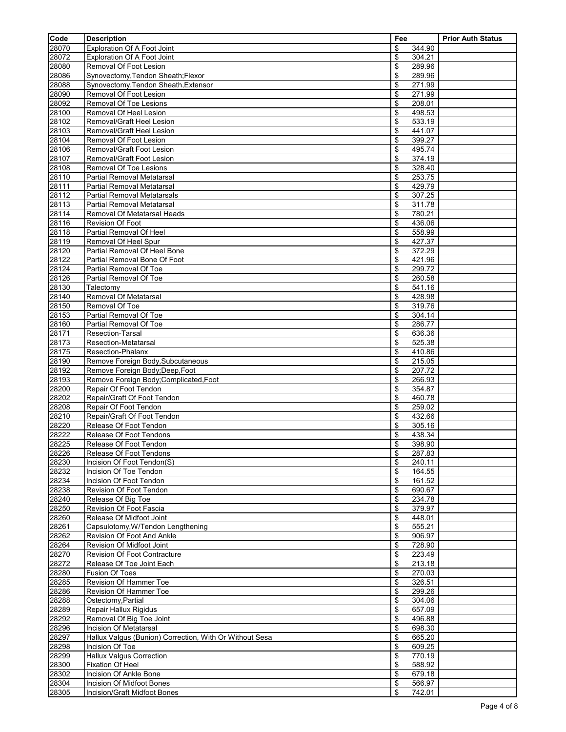| Code | Description | Fee | Prior Auth Status |
| --- | --- | --- | --- |
| 28070 | Exploration Of A Foot Joint | $ 344.90 | |
| 28072 | Exploration Of A Foot Joint | $ 304.21 | |
| 28080 | Removal Of Foot Lesion | $ 289.96 | |
| 28086 | Synovectomy,Tendon Sheath;Flexor | $ 289.96 | |
| 28088 | Synovectomy,Tendon Sheath,Extensor | $ 271.99 | |
| 28090 | Removal Of Foot Lesion | $ 271.99 | |
| 28092 | Removal Of Toe Lesions | $ 208.01 | |
| 28100 | Removal Of Heel Lesion | $ 498.53 | |
| 28102 | Removal/Graft Heel Lesion | $ 533.19 | |
| 28103 | Removal/Graft Heel Lesion | $ 441.07 | |
| 28104 | Removal Of Foot Lesion | $ 399.27 | |
| 28106 | Removal/Graft Foot Lesion | $ 495.74 | |
| 28107 | Removal/Graft Foot Lesion | $ 374.19 | |
| 28108 | Removal Of Toe Lesions | $ 328.40 | |
| 28110 | Partial Removal Metatarsal | $ 253.75 | |
| 28111 | Partial Removal Metatarsal | $ 429.79 | |
| 28112 | Partial Removal Metatarsals | $ 307.25 | |
| 28113 | Partial Removal Metatarsal | $ 311.78 | |
| 28114 | Removal Of Metatarsal Heads | $ 780.21 | |
| 28116 | Revision Of Foot | $ 436.06 | |
| 28118 | Partial Removal Of Heel | $ 558.99 | |
| 28119 | Removal Of Heel Spur | $ 427.37 | |
| 28120 | Partial Removal Of Heel Bone | $ 372.29 | |
| 28122 | Partial Removal Bone Of Foot | $ 421.96 | |
| 28124 | Partial Removal Of Toe | $ 299.72 | |
| 28126 | Partial Removal Of Toe | $ 260.58 | |
| 28130 | Talectomy | $ 541.16 | |
| 28140 | Removal Of Metatarsal | $ 428.98 | |
| 28150 | Removal Of Toe | $ 319.76 | |
| 28153 | Partial Removal Of Toe | $ 304.14 | |
| 28160 | Partial Removal Of Toe | $ 286.77 | |
| 28171 | Resection-Tarsal | $ 636.36 | |
| 28173 | Resection-Metatarsal | $ 525.38 | |
| 28175 | Resection-Phalanx | $ 410.86 | |
| 28190 | Remove Foreign Body,Subcutaneous | $ 215.05 | |
| 28192 | Remove Foreign Body;Deep,Foot | $ 207.72 | |
| 28193 | Remove Foreign Body;Complicated,Foot | $ 266.93 | |
| 28200 | Repair Of Foot Tendon | $ 354.87 | |
| 28202 | Repair/Graft Of Foot Tendon | $ 460.78 | |
| 28208 | Repair Of Foot Tendon | $ 259.02 | |
| 28210 | Repair/Graft Of Foot Tendon | $ 432.66 | |
| 28220 | Release Of Foot Tendon | $ 305.16 | |
| 28222 | Release Of Foot Tendons | $ 438.34 | |
| 28225 | Release Of Foot Tendon | $ 398.90 | |
| 28226 | Release Of Foot Tendons | $ 287.83 | |
| 28230 | Incision Of Foot Tendon(S) | $ 240.11 | |
| 28232 | Incision Of Toe Tendon | $ 164.55 | |
| 28234 | Incision Of Foot Tendon | $ 161.52 | |
| 28238 | Revision Of Foot Tendon | $ 690.67 | |
| 28240 | Release Of Big Toe | $ 234.78 | |
| 28250 | Revision Of Foot Fascia | $ 379.97 | |
| 28260 | Release Of Midfoot Joint | $ 448.01 | |
| 28261 | Capsulotomy,W/Tendon Lengthening | $ 555.21 | |
| 28262 | Revision Of Foot And Ankle | $ 906.97 | |
| 28264 | Revision Of Midfoot Joint | $ 728.90 | |
| 28270 | Revision Of Foot Contracture | $ 223.49 | |
| 28272 | Release Of Toe Joint Each | $ 213.18 | |
| 28280 | Fusion Of Toes | $ 270.03 | |
| 28285 | Revision Of Hammer Toe | $ 326.51 | |
| 28286 | Revision Of Hammer Toe | $ 299.26 | |
| 28288 | Ostectomy,Partial | $ 304.06 | |
| 28289 | Repair Hallux Rigidus | $ 657.09 | |
| 28292 | Removal Of Big Toe Joint | $ 496.88 | |
| 28296 | Incision Of Metatarsal | $ 698.30 | |
| 28297 | Hallux Valgus (Bunion) Correction, With Or Without Sesa | $ 665.20 | |
| 28298 | Incision Of Toe | $ 609.25 | |
| 28299 | Hallux Valgus Correction | $ 770.19 | |
| 28300 | Fixation Of Heel | $ 588.92 | |
| 28302 | Incision Of Ankle Bone | $ 679.18 | |
| 28304 | Incision Of Midfoot Bones | $ 566.97 | |
| 28305 | Incision/Graft Midfoot Bones | $ 742.01 | |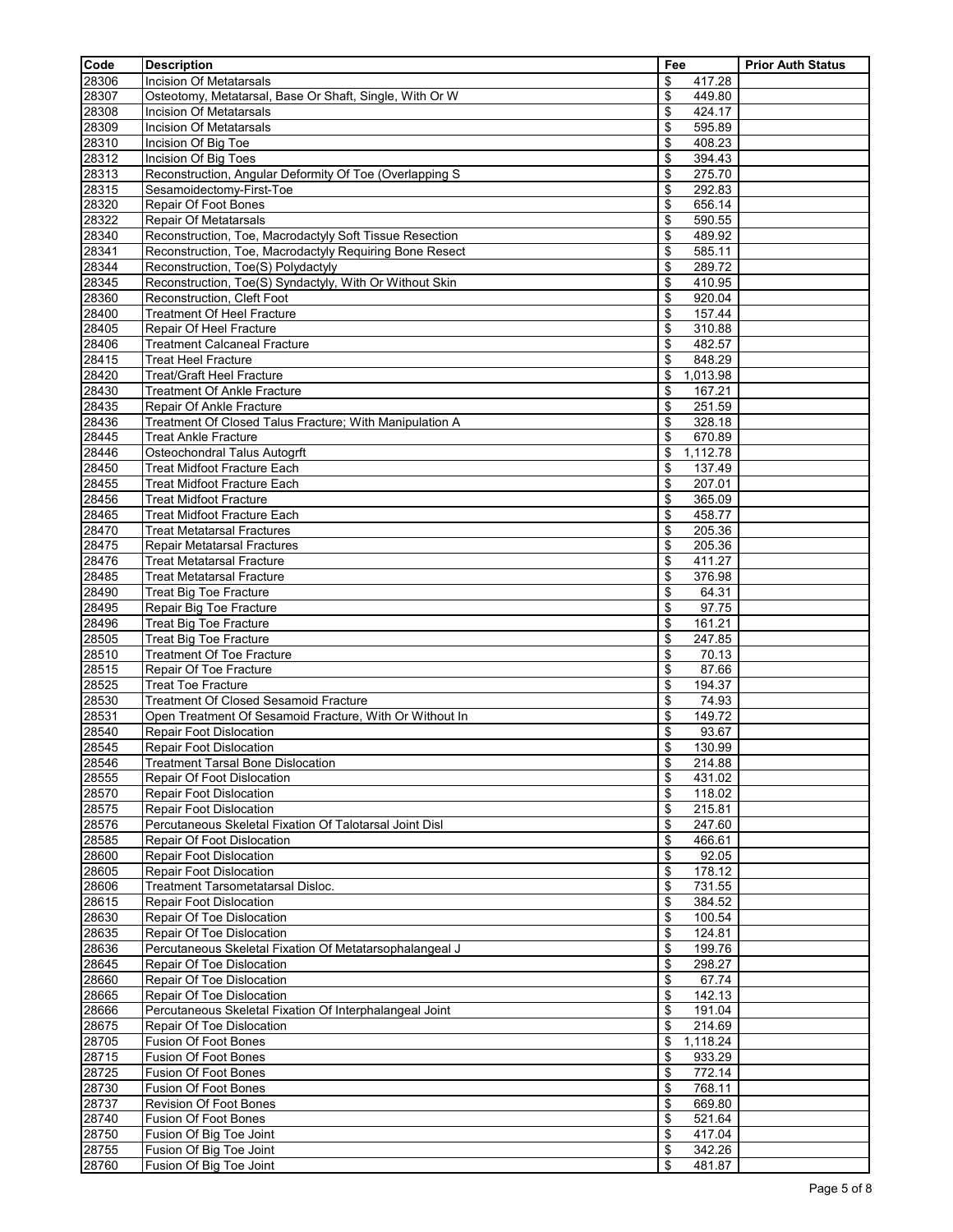| Code | Description | Fee | Prior Auth Status |
|---|---|---|---|
| 28306 | Incision Of Metatarsals | $ 417.28 | |
| 28307 | Osteotomy, Metatarsal, Base Or Shaft, Single, With Or W | $ 449.80 | |
| 28308 | Incision Of Metatarsals | $ 424.17 | |
| 28309 | Incision Of Metatarsals | $ 595.89 | |
| 28310 | Incision Of Big Toe | $ 408.23 | |
| 28312 | Incision Of Big Toes | $ 394.43 | |
| 28313 | Reconstruction, Angular Deformity Of Toe (Overlapping S | $ 275.70 | |
| 28315 | Sesamoidectomy-First-Toe | $ 292.83 | |
| 28320 | Repair Of Foot Bones | $ 656.14 | |
| 28322 | Repair Of Metatarsals | $ 590.55 | |
| 28340 | Reconstruction, Toe, Macrodactyly Soft Tissue Resection | $ 489.92 | |
| 28341 | Reconstruction, Toe, Macrodactyly Requiring Bone Resect | $ 585.11 | |
| 28344 | Reconstruction, Toe(S) Polydactyly | $ 289.72 | |
| 28345 | Reconstruction, Toe(S) Syndactyly, With Or Without Skin | $ 410.95 | |
| 28360 | Reconstruction, Cleft Foot | $ 920.04 | |
| 28400 | Treatment Of Heel Fracture | $ 157.44 | |
| 28405 | Repair Of Heel Fracture | $ 310.88 | |
| 28406 | Treatment Calcaneal Fracture | $ 482.57 | |
| 28415 | Treat Heel Fracture | $ 848.29 | |
| 28420 | Treat/Graft Heel Fracture | $ 1,013.98 | |
| 28430 | Treatment Of Ankle Fracture | $ 167.21 | |
| 28435 | Repair Of Ankle Fracture | $ 251.59 | |
| 28436 | Treatment Of Closed Talus Fracture; With Manipulation A | $ 328.18 | |
| 28445 | Treat Ankle Fracture | $ 670.89 | |
| 28446 | Osteochondral Talus Autogrft | $ 1,112.78 | |
| 28450 | Treat Midfoot Fracture Each | $ 137.49 | |
| 28455 | Treat Midfoot Fracture Each | $ 207.01 | |
| 28456 | Treat Midfoot Fracture | $ 365.09 | |
| 28465 | Treat Midfoot Fracture Each | $ 458.77 | |
| 28470 | Treat Metatarsal Fractures | $ 205.36 | |
| 28475 | Repair Metatarsal Fractures | $ 205.36 | |
| 28476 | Treat Metatarsal Fracture | $ 411.27 | |
| 28485 | Treat Metatarsal Fracture | $ 376.98 | |
| 28490 | Treat Big Toe Fracture | $ 64.31 | |
| 28495 | Repair Big Toe Fracture | $ 97.75 | |
| 28496 | Treat Big Toe Fracture | $ 161.21 | |
| 28505 | Treat Big Toe Fracture | $ 247.85 | |
| 28510 | Treatment Of Toe Fracture | $ 70.13 | |
| 28515 | Repair Of Toe Fracture | $ 87.66 | |
| 28525 | Treat Toe Fracture | $ 194.37 | |
| 28530 | Treatment Of Closed Sesamoid Fracture | $ 74.93 | |
| 28531 | Open Treatment Of Sesamoid Fracture, With Or Without In | $ 149.72 | |
| 28540 | Repair Foot Dislocation | $ 93.67 | |
| 28545 | Repair Foot Dislocation | $ 130.99 | |
| 28546 | Treatment Tarsal Bone Dislocation | $ 214.88 | |
| 28555 | Repair Of Foot Dislocation | $ 431.02 | |
| 28570 | Repair Foot Dislocation | $ 118.02 | |
| 28575 | Repair Foot Dislocation | $ 215.81 | |
| 28576 | Percutaneous Skeletal Fixation Of Talotarsal Joint Disl | $ 247.60 | |
| 28585 | Repair Of Foot Dislocation | $ 466.61 | |
| 28600 | Repair Foot Dislocation | $ 92.05 | |
| 28605 | Repair Foot Dislocation | $ 178.12 | |
| 28606 | Treatment Tarsometatarsal Disloc. | $ 731.55 | |
| 28615 | Repair Foot Dislocation | $ 384.52 | |
| 28630 | Repair Of Toe Dislocation | $ 100.54 | |
| 28635 | Repair Of Toe Dislocation | $ 124.81 | |
| 28636 | Percutaneous Skeletal Fixation Of Metatarsophalangeal J | $ 199.76 | |
| 28645 | Repair Of Toe Dislocation | $ 298.27 | |
| 28660 | Repair Of Toe Dislocation | $ 67.74 | |
| 28665 | Repair Of Toe Dislocation | $ 142.13 | |
| 28666 | Percutaneous Skeletal Fixation Of Interphalangeal Joint | $ 191.04 | |
| 28675 | Repair Of Toe Dislocation | $ 214.69 | |
| 28705 | Fusion Of Foot Bones | $ 1,118.24 | |
| 28715 | Fusion Of Foot Bones | $ 933.29 | |
| 28725 | Fusion Of Foot Bones | $ 772.14 | |
| 28730 | Fusion Of Foot Bones | $ 768.11 | |
| 28737 | Revision Of Foot Bones | $ 669.80 | |
| 28740 | Fusion Of Foot Bones | $ 521.64 | |
| 28750 | Fusion Of Big Toe Joint | $ 417.04 | |
| 28755 | Fusion Of Big Toe Joint | $ 342.26 | |
| 28760 | Fusion Of Big Toe Joint | $ 481.87 | |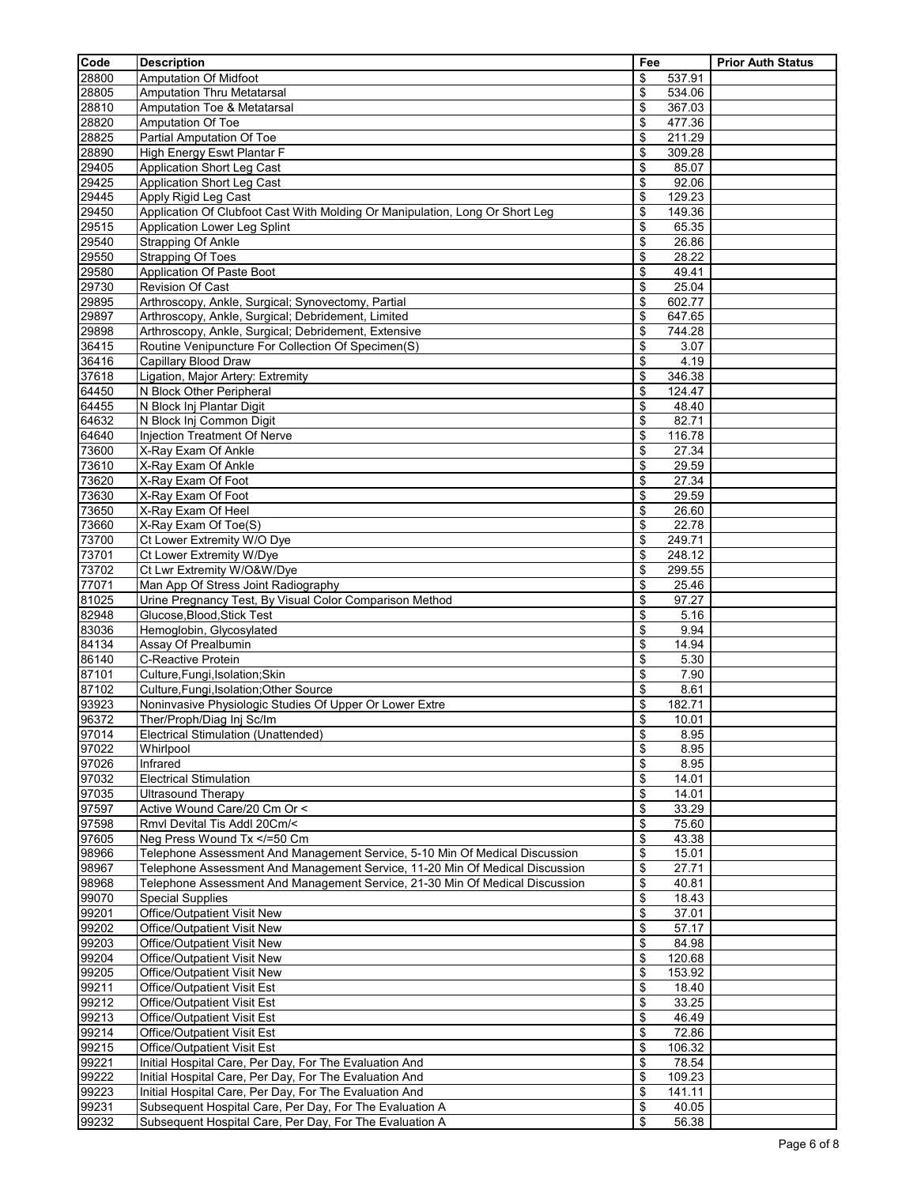| Code | Description | Fee | Prior Auth Status |
|---|---|---|---|
| 28800 | Amputation Of Midfoot | $ 537.91 | |
| 28805 | Amputation Thru Metatarsal | $ 534.06 | |
| 28810 | Amputation Toe & Metatarsal | $ 367.03 | |
| 28820 | Amputation Of Toe | $ 477.36 | |
| 28825 | Partial Amputation Of Toe | $ 211.29 | |
| 28890 | High Energy Eswt Plantar F | $ 309.28 | |
| 29405 | Application Short Leg Cast | $ 85.07 | |
| 29425 | Application Short Leg Cast | $ 92.06 | |
| 29445 | Apply Rigid Leg Cast | $ 129.23 | |
| 29450 | Application Of Clubfoot Cast With Molding Or Manipulation, Long Or Short Leg | $ 149.36 | |
| 29515 | Application Lower Leg Splint | $ 65.35 | |
| 29540 | Strapping Of Ankle | $ 26.86 | |
| 29550 | Strapping Of Toes | $ 28.22 | |
| 29580 | Application Of Paste Boot | $ 49.41 | |
| 29730 | Revision Of Cast | $ 25.04 | |
| 29895 | Arthroscopy, Ankle, Surgical; Synovectomy, Partial | $ 602.77 | |
| 29897 | Arthroscopy, Ankle, Surgical; Debridement, Limited | $ 647.65 | |
| 29898 | Arthroscopy, Ankle, Surgical; Debridement, Extensive | $ 744.28 | |
| 36415 | Routine Venipuncture For Collection Of Specimen(S) | $ 3.07 | |
| 36416 | Capillary Blood Draw | $ 4.19 | |
| 37618 | Ligation, Major Artery: Extremity | $ 346.38 | |
| 64450 | N Block Other Peripheral | $ 124.47 | |
| 64455 | N Block Inj Plantar Digit | $ 48.40 | |
| 64632 | N Block Inj Common Digit | $ 82.71 | |
| 64640 | Injection Treatment Of Nerve | $ 116.78 | |
| 73600 | X-Ray Exam Of Ankle | $ 27.34 | |
| 73610 | X-Ray Exam Of Ankle | $ 29.59 | |
| 73620 | X-Ray Exam Of Foot | $ 27.34 | |
| 73630 | X-Ray Exam Of Foot | $ 29.59 | |
| 73650 | X-Ray Exam Of Heel | $ 26.60 | |
| 73660 | X-Ray Exam Of Toe(S) | $ 22.78 | |
| 73700 | Ct Lower Extremity W/O Dye | $ 249.71 | |
| 73701 | Ct Lower Extremity W/Dye | $ 248.12 | |
| 73702 | Ct Lwr Extremity W/O&W/Dye | $ 299.55 | |
| 77071 | Man App Of Stress Joint Radiography | $ 25.46 | |
| 81025 | Urine Pregnancy Test, By Visual Color Comparison Method | $ 97.27 | |
| 82948 | Glucose,Blood,Stick Test | $ 5.16 | |
| 83036 | Hemoglobin, Glycosylated | $ 9.94 | |
| 84134 | Assay Of Prealbumin | $ 14.94 | |
| 86140 | C-Reactive Protein | $ 5.30 | |
| 87101 | Culture,Fungi,Isolation;Skin | $ 7.90 | |
| 87102 | Culture,Fungi,Isolation;Other Source | $ 8.61 | |
| 93923 | Noninvasive Physiologic Studies Of Upper Or Lower Extre | $ 182.71 | |
| 96372 | Ther/Proph/Diag Inj Sc/Im | $ 10.01 | |
| 97014 | Electrical Stimulation (Unattended) | $ 8.95 | |
| 97022 | Whirlpool | $ 8.95 | |
| 97026 | Infrared | $ 8.95 | |
| 97032 | Electrical Stimulation | $ 14.01 | |
| 97035 | Ultrasound Therapy | $ 14.01 | |
| 97597 | Active Wound Care/20 Cm Or < | $ 33.29 | |
| 97598 | Rmvl Devital Tis Addl 20Cm/< | $ 75.60 | |
| 97605 | Neg Press Wound Tx </=50 Cm | $ 43.38 | |
| 98966 | Telephone Assessment And Management Service, 5-10 Min Of Medical Discussion | $ 15.01 | |
| 98967 | Telephone Assessment And Management Service, 11-20 Min Of Medical Discussion | $ 27.71 | |
| 98968 | Telephone Assessment And Management Service, 21-30 Min Of Medical Discussion | $ 40.81 | |
| 99070 | Special Supplies | $ 18.43 | |
| 99201 | Office/Outpatient Visit New | $ 37.01 | |
| 99202 | Office/Outpatient Visit New | $ 57.17 | |
| 99203 | Office/Outpatient Visit New | $ 84.98 | |
| 99204 | Office/Outpatient Visit New | $ 120.68 | |
| 99205 | Office/Outpatient Visit New | $ 153.92 | |
| 99211 | Office/Outpatient Visit Est | $ 18.40 | |
| 99212 | Office/Outpatient Visit Est | $ 33.25 | |
| 99213 | Office/Outpatient Visit Est | $ 46.49 | |
| 99214 | Office/Outpatient Visit Est | $ 72.86 | |
| 99215 | Office/Outpatient Visit Est | $ 106.32 | |
| 99221 | Initial Hospital Care, Per Day, For The Evaluation And | $ 78.54 | |
| 99222 | Initial Hospital Care, Per Day, For The Evaluation And | $ 109.23 | |
| 99223 | Initial Hospital Care, Per Day, For The Evaluation And | $ 141.11 | |
| 99231 | Subsequent Hospital Care, Per Day, For The Evaluation A | $ 40.05 | |
| 99232 | Subsequent Hospital Care, Per Day, For The Evaluation A | $ 56.38 | |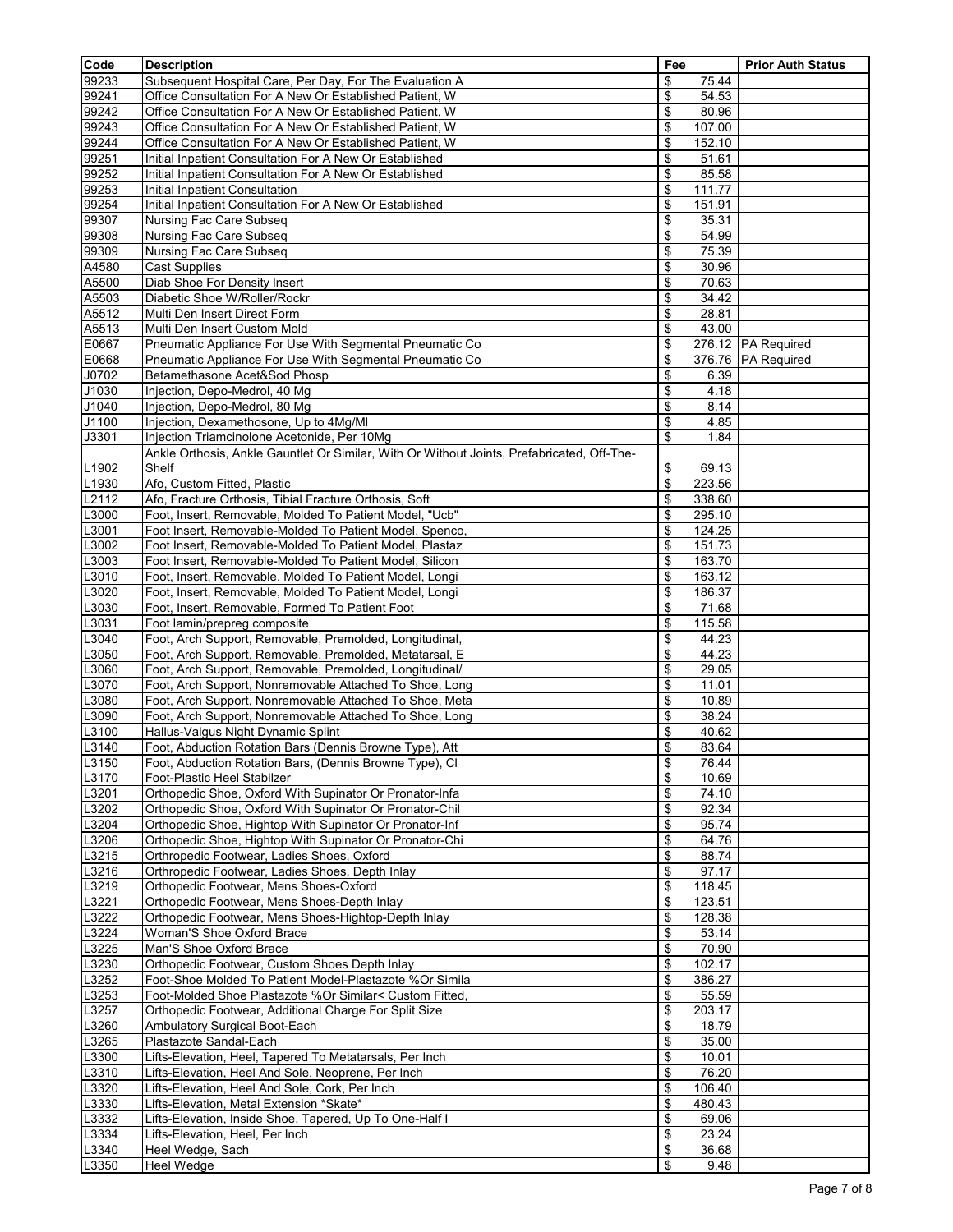| Code | Description | Fee | Prior Auth Status |
|---|---|---|---|
| 99233 | Subsequent Hospital Care, Per Day, For The Evaluation A | $ 75.44 | |
| 99241 | Office Consultation For A New Or Established Patient, W | $ 54.53 | |
| 99242 | Office Consultation For A New Or Established Patient, W | $ 80.96 | |
| 99243 | Office Consultation For A New Or Established Patient, W | $ 107.00 | |
| 99244 | Office Consultation For A New Or Established Patient, W | $ 152.10 | |
| 99251 | Initial Inpatient Consultation For A New Or Established | $ 51.61 | |
| 99252 | Initial Inpatient Consultation For A New Or Established | $ 85.58 | |
| 99253 | Initial Inpatient Consultation | $ 111.77 | |
| 99254 | Initial Inpatient Consultation For A New Or Established | $ 151.91 | |
| 99307 | Nursing Fac Care Subseq | $ 35.31 | |
| 99308 | Nursing Fac Care Subseq | $ 54.99 | |
| 99309 | Nursing Fac Care Subseq | $ 75.39 | |
| A4580 | Cast Supplies | $ 30.96 | |
| A5500 | Diab Shoe For Density Insert | $ 70.63 | |
| A5503 | Diabetic Shoe W/Roller/Rockr | $ 34.42 | |
| A5512 | Multi Den Insert Direct Form | $ 28.81 | |
| A5513 | Multi Den Insert Custom Mold | $ 43.00 | |
| E0667 | Pneumatic Appliance For Use With Segmental Pneumatic Co | $ 276.12 | PA Required |
| E0668 | Pneumatic Appliance For Use With Segmental Pneumatic Co | $ 376.76 | PA Required |
| J0702 | Betamethasone Acet&Sod Phosp | $ 6.39 | |
| J1030 | Injection, Depo-Medrol, 40 Mg | $ 4.18 | |
| J1040 | Injection, Depo-Medrol, 80 Mg | $ 8.14 | |
| J1100 | Injection, Dexamethosone, Up to 4Mg/Ml | $ 4.85 | |
| J3301 | Injection Triamcinolone Acetonide, Per 10Mg | $ 1.84 | |
| L1902 | Ankle Orthosis, Ankle Gauntlet Or Similar, With Or Without Joints, Prefabricated, Off-The-Shelf | $ 69.13 | |
| L1930 | Afo, Custom Fitted, Plastic | $ 223.56 | |
| L2112 | Afo, Fracture Orthosis, Tibial Fracture Orthosis, Soft | $ 338.60 | |
| L3000 | Foot, Insert, Removable, Molded To Patient Model, "Ucb" | $ 295.10 | |
| L3001 | Foot Insert, Removable-Molded To Patient Model, Spenco, | $ 124.25 | |
| L3002 | Foot Insert, Removable-Molded To Patient Model, Plastaz | $ 151.73 | |
| L3003 | Foot Insert, Removable-Molded To Patient Model, Silicon | $ 163.70 | |
| L3010 | Foot, Insert, Removable, Molded To Patient Model, Longi | $ 163.12 | |
| L3020 | Foot, Insert, Removable, Molded To Patient Model, Longi | $ 186.37 | |
| L3030 | Foot, Insert, Removable, Formed To Patient Foot | $ 71.68 | |
| L3031 | Foot lamin/prepreg composite | $ 115.58 | |
| L3040 | Foot, Arch Support, Removable, Premolded, Longitudinal, | $ 44.23 | |
| L3050 | Foot, Arch Support, Removable, Premolded, Metatarsal, E | $ 44.23 | |
| L3060 | Foot, Arch Support, Removable, Premolded, Longitudinal/ | $ 29.05 | |
| L3070 | Foot, Arch Support, Nonremovable Attached To Shoe, Long | $ 11.01 | |
| L3080 | Foot, Arch Support, Nonremovable Attached To Shoe, Meta | $ 10.89 | |
| L3090 | Foot, Arch Support, Nonremovable Attached To Shoe, Long | $ 38.24 | |
| L3100 | Hallus-Valgus Night Dynamic Splint | $ 40.62 | |
| L3140 | Foot, Abduction Rotation Bars (Dennis Browne Type), Att | $ 83.64 | |
| L3150 | Foot, Abduction Rotation Bars, (Dennis Browne Type), Cl | $ 76.44 | |
| L3170 | Foot-Plastic Heel Stabilzer | $ 10.69 | |
| L3201 | Orthopedic Shoe, Oxford With Supinator Or Pronator-Infa | $ 74.10 | |
| L3202 | Orthopedic Shoe, Oxford With Supinator Or Pronator-Chil | $ 92.34 | |
| L3204 | Orthopedic Shoe, Hightop With Supinator Or Pronator-Inf | $ 95.74 | |
| L3206 | Orthopedic Shoe, Hightop With Supinator Or Pronator-Chi | $ 64.76 | |
| L3215 | Orthropedic Footwear, Ladies Shoes, Oxford | $ 88.74 | |
| L3216 | Orthropedic Footwear, Ladies Shoes, Depth Inlay | $ 97.17 | |
| L3219 | Orthopedic Footwear, Mens Shoes-Oxford | $ 118.45 | |
| L3221 | Orthopedic Footwear, Mens Shoes-Depth Inlay | $ 123.51 | |
| L3222 | Orthopedic Footwear, Mens Shoes-Hightop-Depth Inlay | $ 128.38 | |
| L3224 | Woman'S Shoe Oxford Brace | $ 53.14 | |
| L3225 | Man'S Shoe Oxford Brace | $ 70.90 | |
| L3230 | Orthopedic Footwear, Custom Shoes Depth Inlay | $ 102.17 | |
| L3252 | Foot-Shoe Molded To Patient Model-Plastazote %Or Simila | $ 386.27 | |
| L3253 | Foot-Molded Shoe Plastazote %Or Similar< Custom Fitted, | $ 55.59 | |
| L3257 | Orthopedic Footwear, Additional Charge For Split Size | $ 203.17 | |
| L3260 | Ambulatory Surgical Boot-Each | $ 18.79 | |
| L3265 | Plastazote Sandal-Each | $ 35.00 | |
| L3300 | Lifts-Elevation, Heel, Tapered To Metatarsals, Per Inch | $ 10.01 | |
| L3310 | Lifts-Elevation, Heel And Sole, Neoprene, Per Inch | $ 76.20 | |
| L3320 | Lifts-Elevation, Heel And Sole, Cork, Per Inch | $ 106.40 | |
| L3330 | Lifts-Elevation, Metal Extension *Skate* | $ 480.43 | |
| L3332 | Lifts-Elevation, Inside Shoe, Tapered, Up To One-Half I | $ 69.06 | |
| L3334 | Lifts-Elevation, Heel, Per Inch | $ 23.24 | |
| L3340 | Heel Wedge, Sach | $ 36.68 | |
| L3350 | Heel Wedge | $ 9.48 | |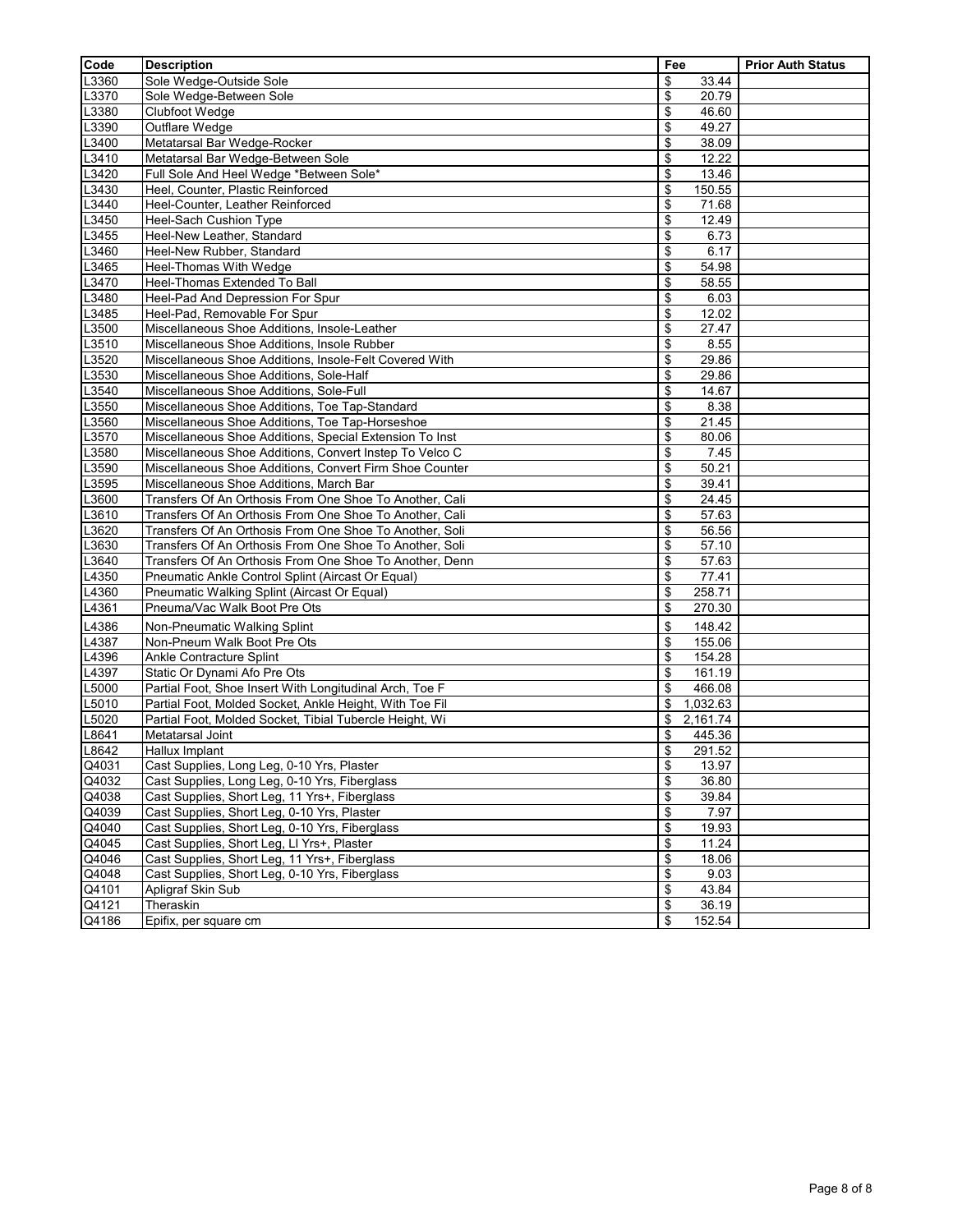| Code | Description | Fee | Prior Auth Status |
|---|---|---|---|
| L3360 | Sole Wedge-Outside Sole | $ 33.44 | |
| L3370 | Sole Wedge-Between Sole | $ 20.79 | |
| L3380 | Clubfoot Wedge | $ 46.60 | |
| L3390 | Outflare Wedge | $ 49.27 | |
| L3400 | Metatarsal Bar Wedge-Rocker | $ 38.09 | |
| L3410 | Metatarsal Bar Wedge-Between Sole | $ 12.22 | |
| L3420 | Full Sole And Heel Wedge *Between Sole* | $ 13.46 | |
| L3430 | Heel, Counter, Plastic Reinforced | $ 150.55 | |
| L3440 | Heel-Counter, Leather Reinforced | $ 71.68 | |
| L3450 | Heel-Sach Cushion Type | $ 12.49 | |
| L3455 | Heel-New Leather, Standard | $ 6.73 | |
| L3460 | Heel-New Rubber, Standard | $ 6.17 | |
| L3465 | Heel-Thomas With Wedge | $ 54.98 | |
| L3470 | Heel-Thomas Extended To Ball | $ 58.55 | |
| L3480 | Heel-Pad And Depression For Spur | $ 6.03 | |
| L3485 | Heel-Pad, Removable For Spur | $ 12.02 | |
| L3500 | Miscellaneous Shoe Additions, Insole-Leather | $ 27.47 | |
| L3510 | Miscellaneous Shoe Additions, Insole Rubber | $ 8.55 | |
| L3520 | Miscellaneous Shoe Additions, Insole-Felt Covered With | $ 29.86 | |
| L3530 | Miscellaneous Shoe Additions, Sole-Half | $ 29.86 | |
| L3540 | Miscellaneous Shoe Additions, Sole-Full | $ 14.67 | |
| L3550 | Miscellaneous Shoe Additions, Toe Tap-Standard | $ 8.38 | |
| L3560 | Miscellaneous Shoe Additions, Toe Tap-Horseshoe | $ 21.45 | |
| L3570 | Miscellaneous Shoe Additions, Special Extension To Inst | $ 80.06 | |
| L3580 | Miscellaneous Shoe Additions, Convert Instep To Velco C | $ 7.45 | |
| L3590 | Miscellaneous Shoe Additions, Convert Firm Shoe Counter | $ 50.21 | |
| L3595 | Miscellaneous Shoe Additions, March Bar | $ 39.41 | |
| L3600 | Transfers Of An Orthosis From One Shoe To Another, Cali | $ 24.45 | |
| L3610 | Transfers Of An Orthosis From One Shoe To Another, Cali | $ 57.63 | |
| L3620 | Transfers Of An Orthosis From One Shoe To Another, Soli | $ 56.56 | |
| L3630 | Transfers Of An Orthosis From One Shoe To Another, Soli | $ 57.10 | |
| L3640 | Transfers Of An Orthosis From One Shoe To Another, Denn | $ 57.63 | |
| L4350 | Pneumatic Ankle Control Splint (Aircast Or Equal) | $ 77.41 | |
| L4360 | Pneumatic Walking Splint (Aircast Or Equal) | $ 258.71 | |
| L4361 | Pneuma/Vac Walk Boot Pre Ots | $ 270.30 | |
| L4386 | Non-Pneumatic Walking Splint | $ 148.42 | |
| L4387 | Non-Pneum Walk Boot Pre Ots | $ 155.06 | |
| L4396 | Ankle Contracture Splint | $ 154.28 | |
| L4397 | Static Or Dynami Afo Pre Ots | $ 161.19 | |
| L5000 | Partial Foot, Shoe Insert With Longitudinal Arch, Toe F | $ 466.08 | |
| L5010 | Partial Foot, Molded Socket, Ankle Height, With Toe Fil | $ 1,032.63 | |
| L5020 | Partial Foot, Molded Socket, Tibial Tubercle Height, Wi | $ 2,161.74 | |
| L8641 | Metatarsal Joint | $ 445.36 | |
| L8642 | Hallux Implant | $ 291.52 | |
| Q4031 | Cast Supplies, Long Leg, 0-10 Yrs, Plaster | $ 13.97 | |
| Q4032 | Cast Supplies, Long Leg, 0-10 Yrs, Fiberglass | $ 36.80 | |
| Q4038 | Cast Supplies, Short Leg, 11 Yrs+, Fiberglass | $ 39.84 | |
| Q4039 | Cast Supplies, Short Leg, 0-10 Yrs, Plaster | $ 7.97 | |
| Q4040 | Cast Supplies, Short Leg, 0-10 Yrs, Fiberglass | $ 19.93 | |
| Q4045 | Cast Supplies, Short Leg, Ll Yrs+, Plaster | $ 11.24 | |
| Q4046 | Cast Supplies, Short Leg, 11 Yrs+, Fiberglass | $ 18.06 | |
| Q4048 | Cast Supplies, Short Leg, 0-10 Yrs, Fiberglass | $ 9.03 | |
| Q4101 | Apligraf Skin Sub | $ 43.84 | |
| Q4121 | Theraskin | $ 36.19 | |
| Q4186 | Epifix, per square cm | $ 152.54 | |